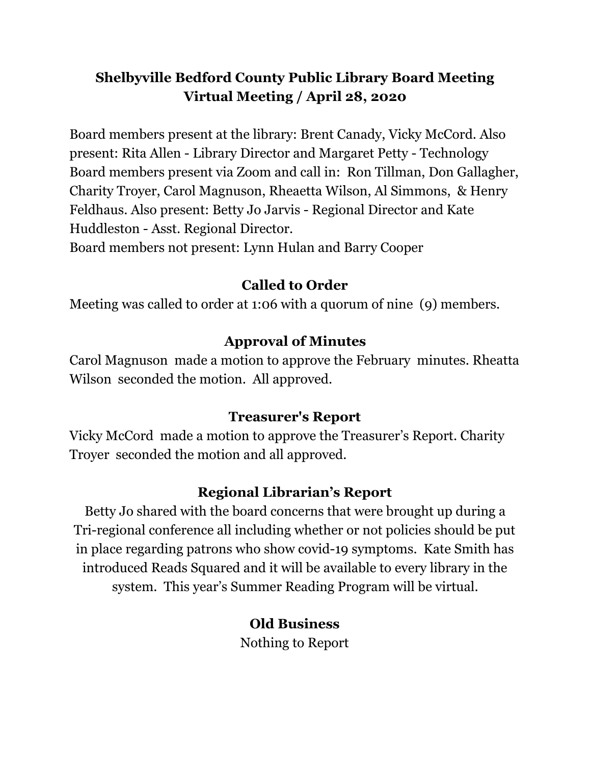# Shelbyville Bedford County Public Library Board Meeting
## Virtual Meeting / April 28, 2020

Board members present at the library: Brent Canady, Vicky McCord. Also present: Rita Allen - Library Director and Margaret Petty - Technology
Board members present via Zoom and call in: Ron Tillman, Don Gallagher, Charity Troyer, Carol Magnuson, Rheaetta Wilson, Al Simmons, & Henry Feldhaus. Also present: Betty Jo Jarvis - Regional Director and Kate Huddleston - Asst. Regional Director.
Board members not present: Lynn Hulan and Barry Cooper

### Called to Order

Meeting was called to order at 1:06 with a quorum of nine (9) members.

### Approval of Minutes

Carol Magnuson made a motion to approve the February minutes. Rheatta Wilson seconded the motion. All approved.

### Treasurer's Report

Vicky McCord made a motion to approve the Treasurer's Report. Charity Troyer seconded the motion and all approved.

### Regional Librarian's Report

Betty Jo shared with the board concerns that were brought up during a Tri-regional conference all including whether or not policies should be put in place regarding patrons who show covid-19 symptoms. Kate Smith has introduced Reads Squared and it will be available to every library in the system. This year's Summer Reading Program will be virtual.

### Old Business

Nothing to Report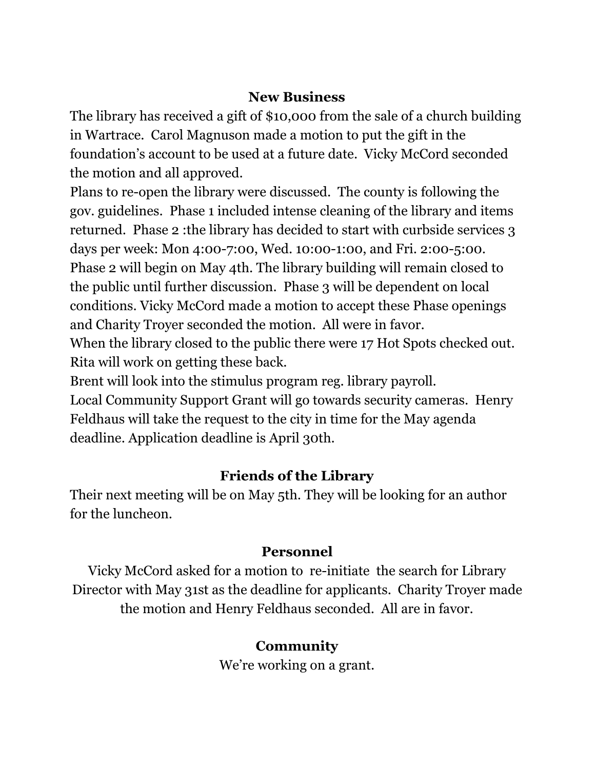## New Business

The library has received a gift of $10,000 from the sale of a church building in Wartrace. Carol Magnuson made a motion to put the gift in the foundation's account to be used at a future date. Vicky McCord seconded the motion and all approved.

Plans to re-open the library were discussed. The county is following the gov. guidelines. Phase 1 included intense cleaning of the library and items returned. Phase 2 :the library has decided to start with curbside services 3 days per week: Mon 4:00-7:00, Wed. 10:00-1:00, and Fri. 2:00-5:00. Phase 2 will begin on May 4th. The library building will remain closed to the public until further discussion. Phase 3 will be dependent on local conditions. Vicky McCord made a motion to accept these Phase openings and Charity Troyer seconded the motion. All were in favor.

When the library closed to the public there were 17 Hot Spots checked out. Rita will work on getting these back.

Brent will look into the stimulus program reg. library payroll.

Local Community Support Grant will go towards security cameras. Henry Feldhaus will take the request to the city in time for the May agenda deadline. Application deadline is April 30th.

## Friends of the Library

Their next meeting will be on May 5th. They will be looking for an author for the luncheon.

## Personnel

Vicky McCord asked for a motion to re-initiate the search for Library Director with May 31st as the deadline for applicants. Charity Troyer made the motion and Henry Feldhaus seconded. All are in favor.

## Community

We're working on a grant.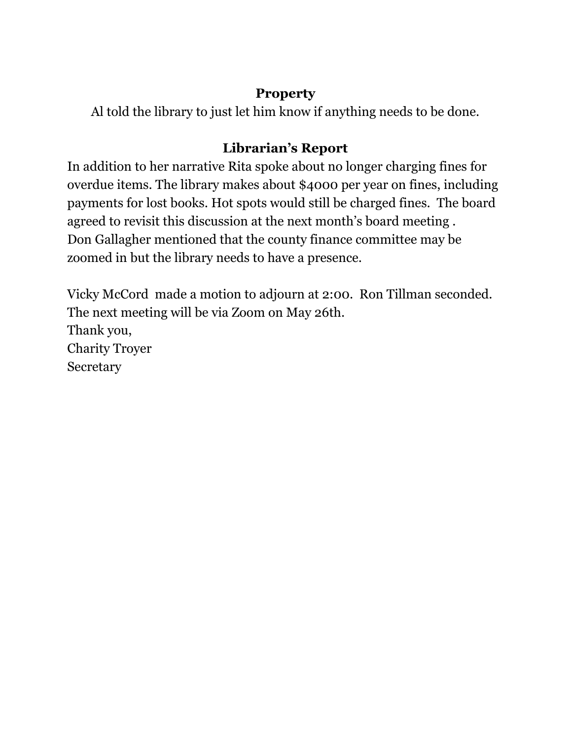**Property**

Al told the library to just let him know if anything needs to be done.

**Librarian's Report**

In addition to her narrative Rita spoke about no longer charging fines for overdue items. The library makes about $4000 per year on fines, including payments for lost books. Hot spots would still be charged fines. The board agreed to revisit this discussion at the next month's board meeting .
Don Gallagher mentioned that the county finance committee may be zoomed in but the library needs to have a presence.

Vicky McCord made a motion to adjourn at 2:00. Ron Tillman seconded.
The next meeting will be via Zoom on May 26th.
Thank you,
Charity Troyer
Secretary